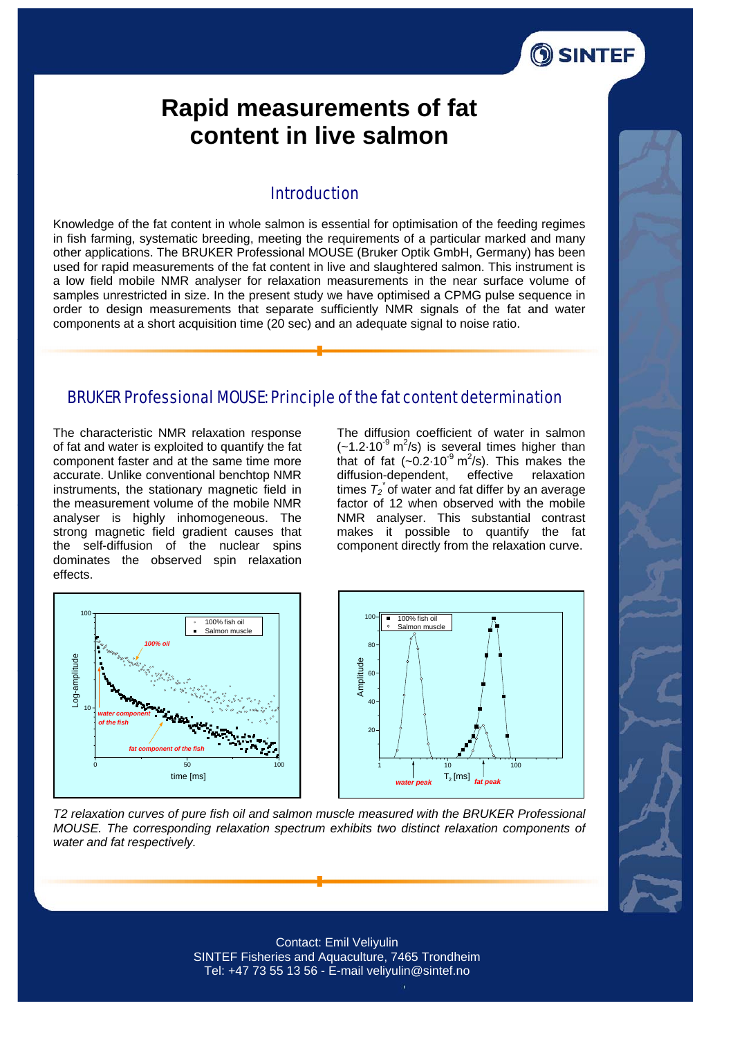# Rapid measurements of fat content in live salmon

## Introduction

Knowledge of the fat content in whole salmon is essential for optimisation of the feeding regimes in fish farming, systematic breeding, meeting the requirements of a particular marked and many other applications. The BRUKER Professional MOUSE (Bruker Optik GmbH, Germany) has been used for rapid measurements of the fat content in live and slaughtered salmon. This instrument is a low field mobile NMR analyser for relaxation measurements in the near surface volume of samples unrestricted in size. In the present study we have optimised a CPMG pulse sequence in order to design measurements that separate sufficiently NMR signals of the fat and water components at a short acquisition time (20 sec) and an adequate signal to noise ratio.

## BRUKER Professional MOUSE: Principle of the fat content determination

The characteristic NMR relaxation response of fat and water is exploited to quantify the fat component faster and at the same time more accurate. Unlike conventional benchtop NMR instruments, the stationary magnetic field in the measurement volume of the mobile NMR analyser is highly inhomogeneous. The strong magnetic field gradient causes that the self-diffusion of the nuclear spins dominates the observed spin relaxation effects.

The diffusion coefficient of water in salmon ($\sim 1.2 \cdot 10^{-9}$ m$^2$/s) is several times higher than that of fat ($\sim 0.2 \cdot 10^{-9}$ m$^2$/s). This makes the diffusion-dependent, effective relaxation times $T_2^*$ of water and fat differ by an average factor of 12 when observed with the mobile NMR analyser. This substantial contrast makes it possible to quantify the fat component directly from the relaxation curve.

*T2 relaxation curves of pure fish oil and salmon muscle measured with the BRUKER Professional MOUSE. The corresponding relaxation spectrum exhibits two distinct relaxation components of water and fat respectively.*

Contact: Emil Veliyulin
SINTEF Fisheries and Aquaculture, 7465 Trondheim
Tel: +47 73 55 13 56 - E-mail veliyulin@sintef.no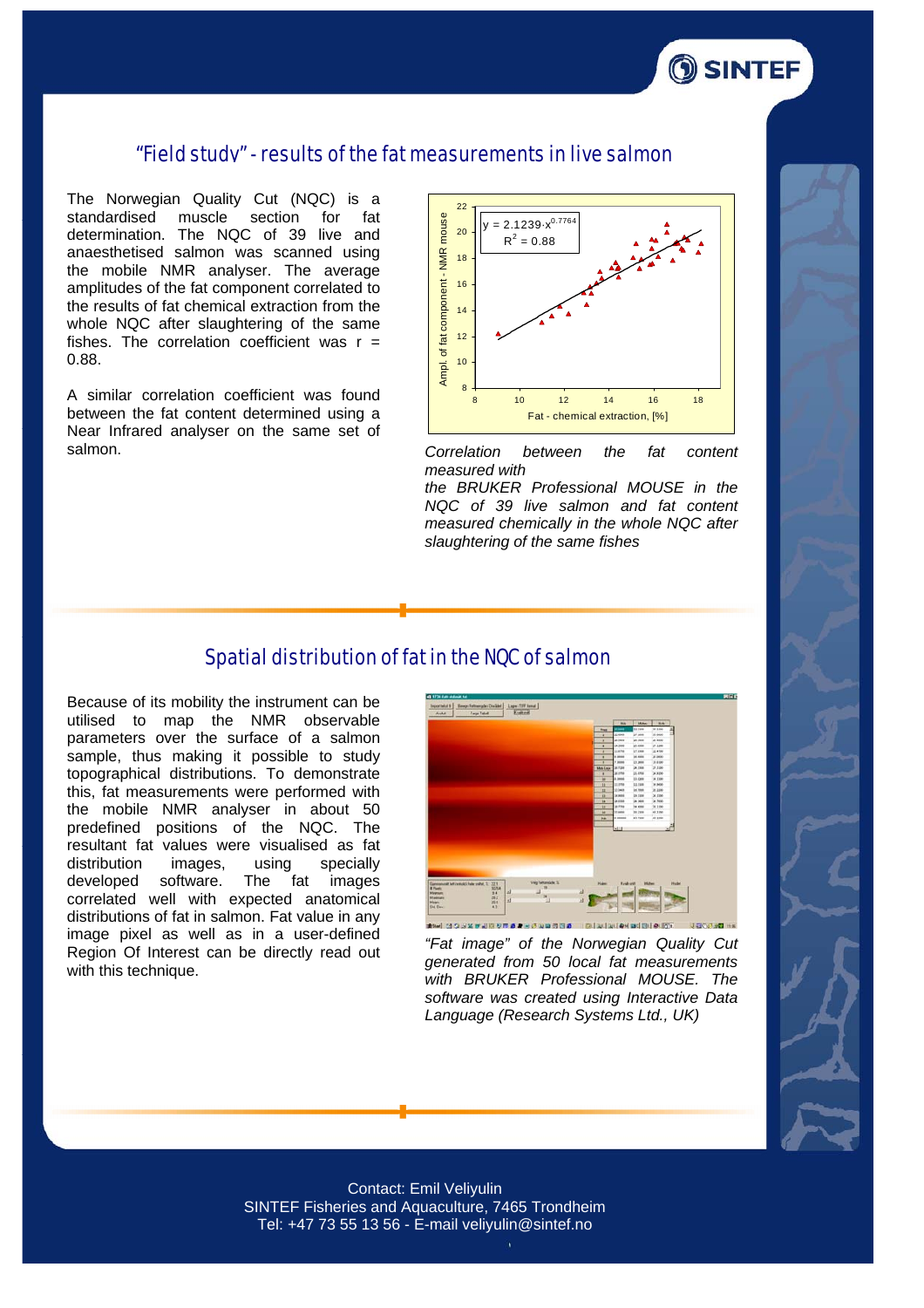## “Field study” - results of the fat measurements in live salmon

The Norwegian Quality Cut (NQC) is a standardised muscle section for fat determination. The NQC of 39 live and anaesthetised salmon was scanned using the mobile NMR analyser. The average amplitudes of the fat component correlated to the results of fat chemical extraction from the whole NQC after slaughtering of the same fishes. The correlation coefficient was r = 0.88.

A similar correlation coefficient was found between the fat content determined using a Near Infrared analyser on the same set of salmon.

*Correlation between the fat content measured with the BRUKER Professional MOUSE in the NQC of 39 live salmon and fat content measured chemically in the whole NQC after slaughtering of the same fishes*

## Spatial distribution of fat in the NQC of salmon

Because of its mobility the instrument can be utilised to map the NMR observable parameters over the surface of a salmon sample, thus making it possible to study topographical distributions. To demonstrate this, fat measurements were performed with the mobile NMR analyser in about 50 predefined positions of the NQC. The resultant fat values were visualised as fat distribution images, using specially developed software. The fat images correlated well with expected anatomical distributions of fat in salmon. Fat value in any image pixel as well as in a user-defined Region Of Interest can be directly read out with this technique.

*“Fat image” of the Norwegian Quality Cut generated from 50 local fat measurements with BRUKER Professional MOUSE. The software was created using Interactive Data Language (Research Systems Ltd., UK)*

Contact: Emil Veliyulin
SINTEF Fisheries and Aquaculture, 7465 Trondheim
Tel: +47 73 55 13 56 - E-mail veliyulin@sintef.no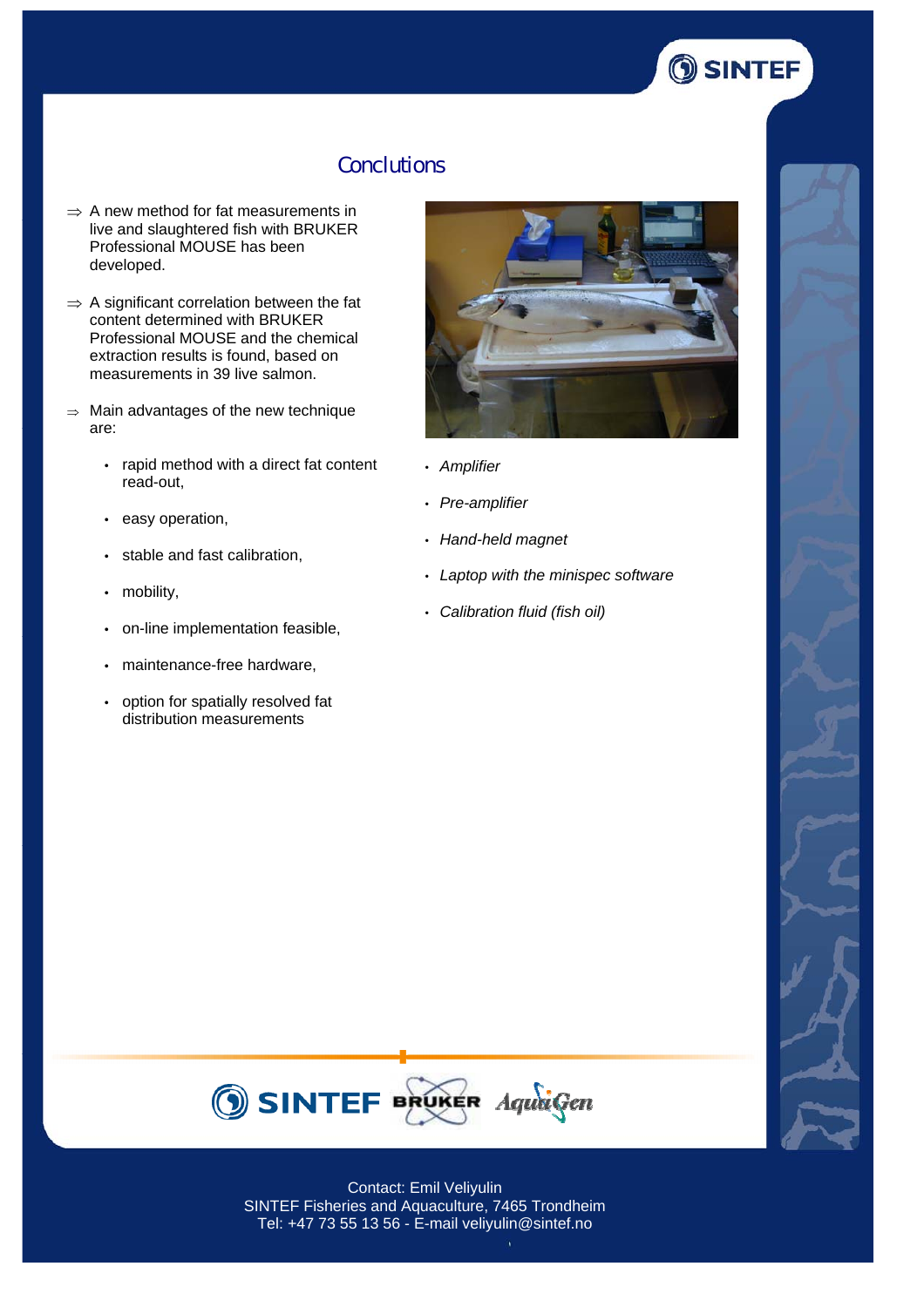## Conclutions

⇒ A new method for fat measurements in live and slaughtered fish with BRUKER Professional MOUSE has been developed.

⇒ A significant correlation between the fat content determined with BRUKER Professional MOUSE and the chemical extraction results is found, based on measurements in 39 live salmon.

⇒ Main advantages of the new technique are:

- rapid method with a direct fat content read-out,
- easy operation,
- stable and fast calibration,
- mobility,
- on-line implementation feasible,
- maintenance-free hardware,
- option for spatially resolved fat distribution measurements

- *Amplifier*
- *Pre-amplifier*
- *Hand-held magnet*
- *Laptop with the minispec software*
- *Calibration fluid (fish oil)*

Contact: Emil Veliyulin
SINTEF Fisheries and Aquaculture, 7465 Trondheim
Tel: +47 73 55 13 56 - E-mail veliyulin@sintef.no